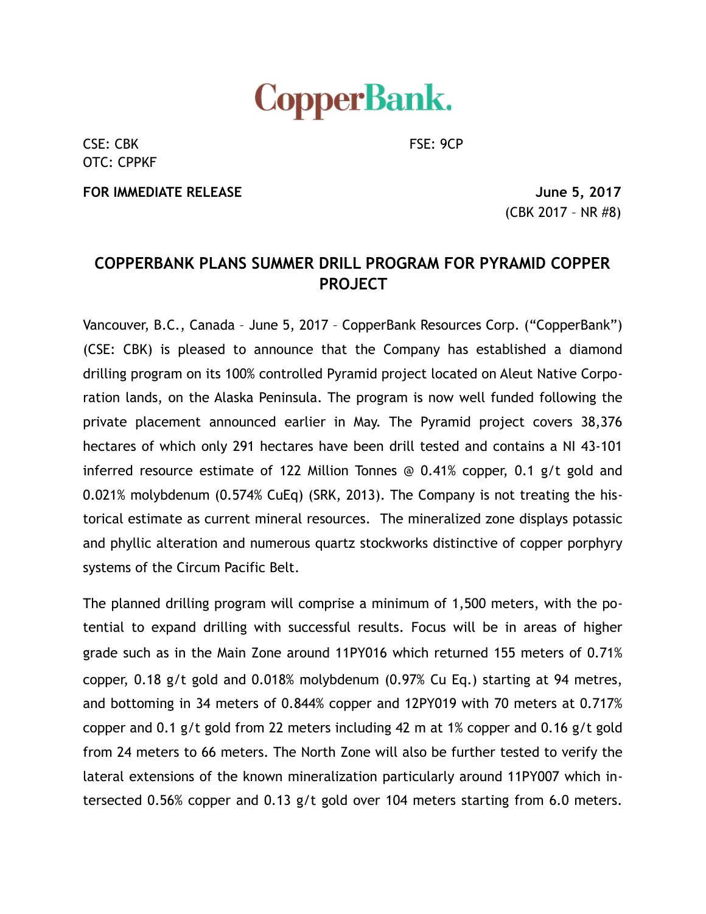CopperBank.

CSE: CBK
OTC: CPPKF

FSE: 9CP

**FOR IMMEDIATE RELEASE**

**June 5, 2017**
(CBK 2017 – NR #8)

## COPPERBANK PLANS SUMMER DRILL PROGRAM FOR PYRAMID COPPER PROJECT

Vancouver, B.C., Canada – June 5, 2017 – CopperBank Resources Corp. (“CopperBank”) (CSE: CBK) is pleased to announce that the Company has established a diamond drilling program on its 100% controlled Pyramid project located on Aleut Native Corporation lands, on the Alaska Peninsula. The program is now well funded following the private placement announced earlier in May. The Pyramid project covers 38,376 hectares of which only 291 hectares have been drill tested and contains a NI 43-101 inferred resource estimate of 122 Million Tonnes @ 0.41% copper, 0.1 g/t gold and 0.021% molybdenum (0.574% CuEq) (SRK, 2013). The Company is not treating the historical estimate as current mineral resources. The mineralized zone displays potassic and phyllic alteration and numerous quartz stockworks distinctive of copper porphyry systems of the Circum Pacific Belt.

The planned drilling program will comprise a minimum of 1,500 meters, with the potential to expand drilling with successful results. Focus will be in areas of higher grade such as in the Main Zone around 11PY016 which returned 155 meters of 0.71% copper, 0.18 g/t gold and 0.018% molybdenum (0.97% Cu Eq.) starting at 94 metres, and bottoming in 34 meters of 0.844% copper and 12PY019 with 70 meters at 0.717% copper and 0.1 g/t gold from 22 meters including 42 m at 1% copper and 0.16 g/t gold from 24 meters to 66 meters. The North Zone will also be further tested to verify the lateral extensions of the known mineralization particularly around 11PY007 which intersected 0.56% copper and 0.13 g/t gold over 104 meters starting from 6.0 meters.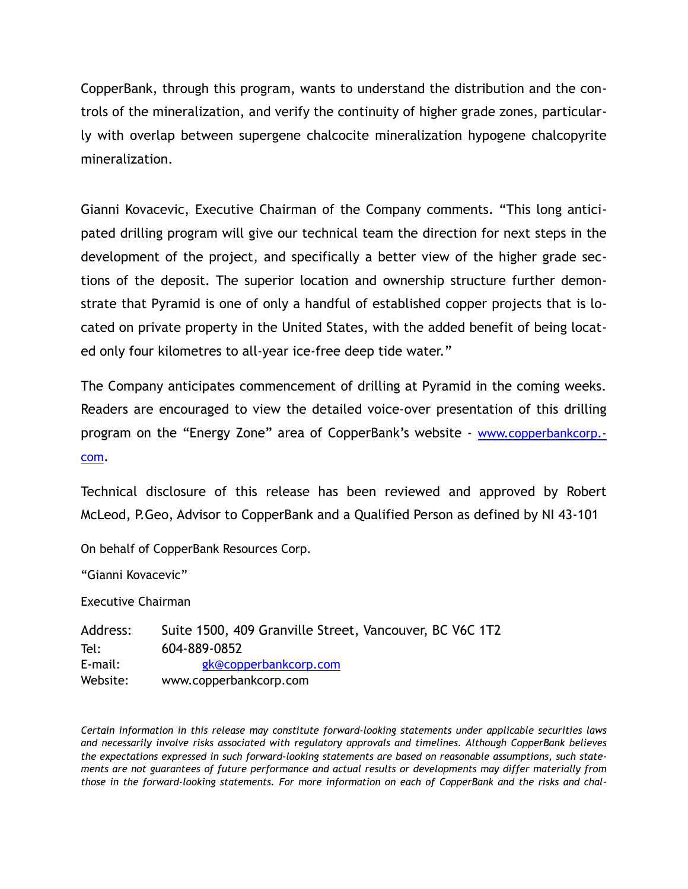CopperBank, through this program, wants to understand the distribution and the controls of the mineralization, and verify the continuity of higher grade zones, particularly with overlap between supergene chalcocite mineralization hypogene chalcopyrite mineralization.

Gianni Kovacevic, Executive Chairman of the Company comments. "This long anticipated drilling program will give our technical team the direction for next steps in the development of the project, and specifically a better view of the higher grade sections of the deposit. The superior location and ownership structure further demonstrate that Pyramid is one of only a handful of established copper projects that is located on private property in the United States, with the added benefit of being located only four kilometres to all-year ice-free deep tide water."

The Company anticipates commencement of drilling at Pyramid in the coming weeks. Readers are encouraged to view the detailed voice-over presentation of this drilling program on the "Energy Zone" area of CopperBank's website - [www.copperbankcorp.com](http://www.copperbankcorp.com).

Technical disclosure of this release has been reviewed and approved by Robert McLeod, P.Geo, Advisor to CopperBank and a Qualified Person as defined by NI 43-101

On behalf of CopperBank Resources Corp.

"Gianni Kovacevic"

Executive Chairman

Address: Suite 1500, 409 Granville Street, Vancouver, BC V6C 1T2
Tel: 604-889-0852
E-mail: [gk@copperbankcorp.com](mailto:gk@copperbankcorp.com)
Website: www.copperbankcorp.com

*Certain information in this release may constitute forward-looking statements under applicable securities laws and necessarily involve risks associated with regulatory approvals and timelines. Although CopperBank believes the expectations expressed in such forward-looking statements are based on reasonable assumptions, such statements are not guarantees of future performance and actual results or developments may differ materially from those in the forward-looking statements. For more information on each of CopperBank and the risks and chal-*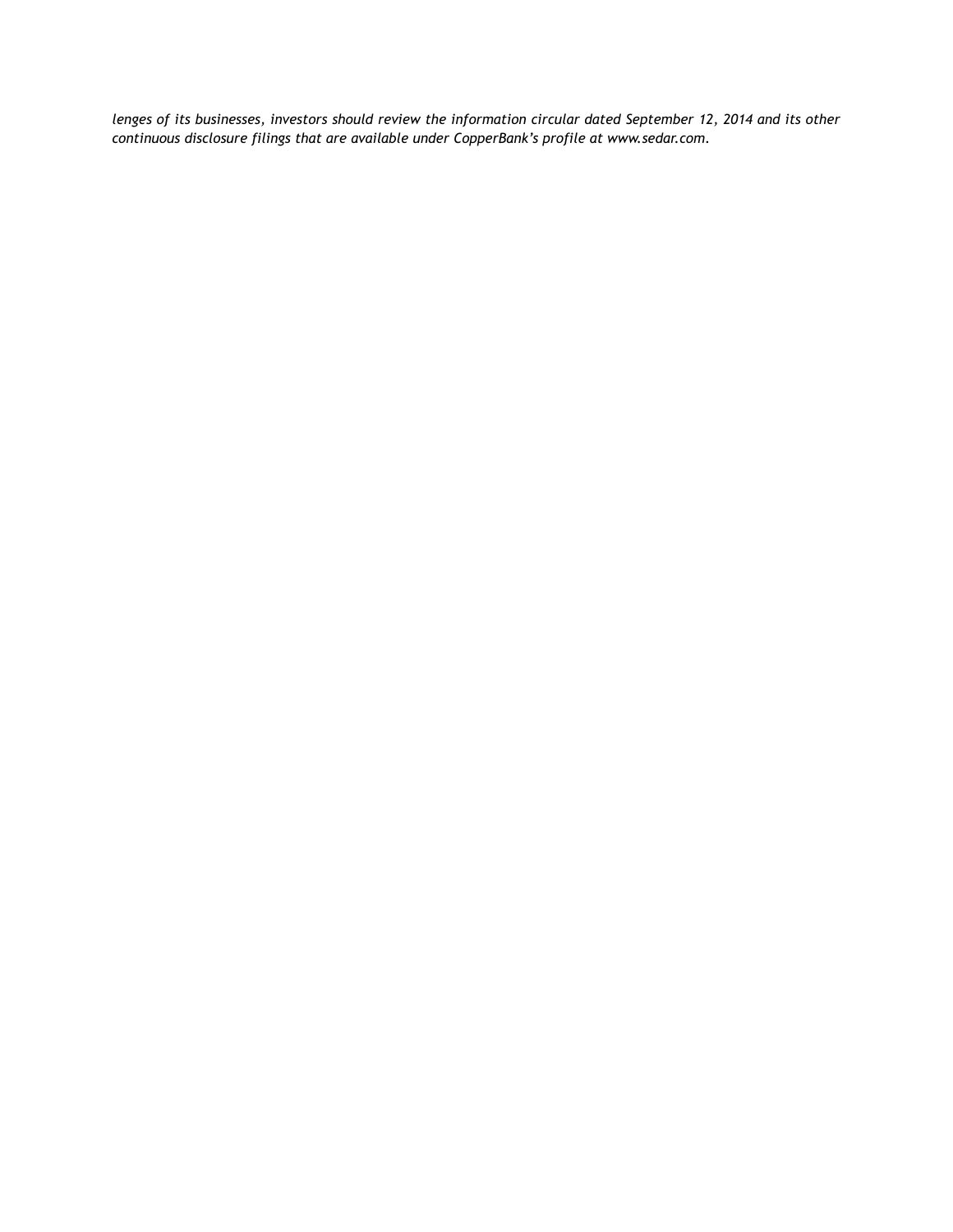*lenges of its businesses, investors should review the information circular dated September 12, 2014 and its other continuous disclosure filings that are available under CopperBank's profile at www.sedar.com.*